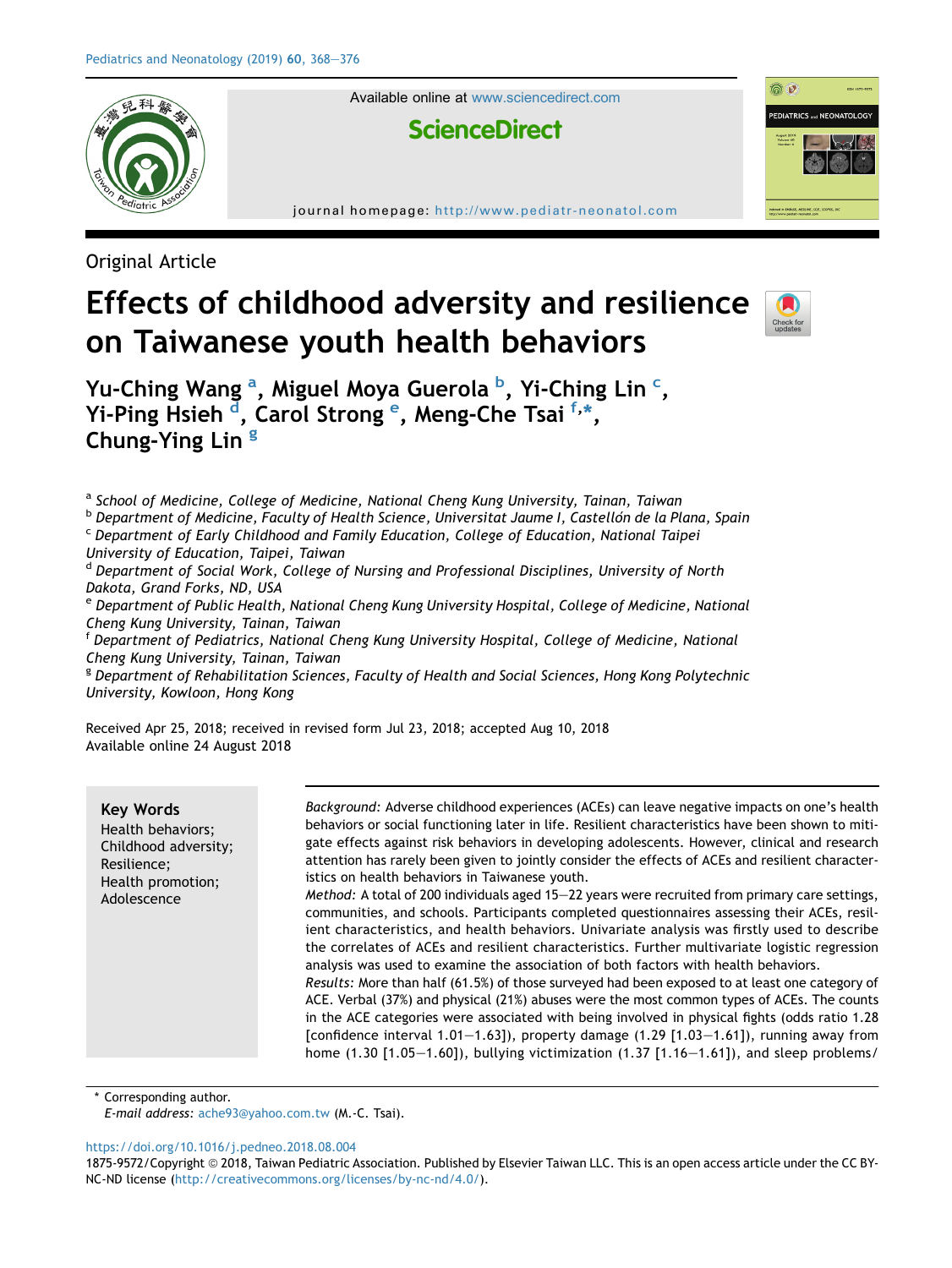Original Article

# Effects of childhood adversity and resilience on Taiwanese youth health behaviors

Yu-Ching Wang [a], Miguel Moya Guerola [b], Yi-Ching Lin [c], Yi-Ping Hsieh [d], Carol Strong [e], Meng-Che Tsai [f,*], Chung-Ying Lin [g]

[a] School of Medicine, College of Medicine, National Cheng Kung University, Tainan, Taiwan
[b] Department of Medicine, Faculty of Health Science, Universitat Jaume I, Castellón de la Plana, Spain
[c] Department of Early Childhood and Family Education, College of Education, National Taipei University of Education, Taipei, Taiwan
[d] Department of Social Work, College of Nursing and Professional Disciplines, University of North Dakota, Grand Forks, ND, USA
[e] Department of Public Health, National Cheng Kung University Hospital, College of Medicine, National Cheng Kung University, Tainan, Taiwan
[f] Department of Pediatrics, National Cheng Kung University Hospital, College of Medicine, National Cheng Kung University, Tainan, Taiwan
[g] Department of Rehabilitation Sciences, Faculty of Health and Social Sciences, Hong Kong Polytechnic University, Kowloon, Hong Kong

Received Apr 25, 2018; received in revised form Jul 23, 2018; accepted Aug 10, 2018
Available online 24 August 2018

**Key Words**
Health behaviors;
Childhood adversity;
Resilience;
Health promotion;
Adolescence

*Background:* Adverse childhood experiences (ACEs) can leave negative impacts on one's health behaviors or social functioning later in life. Resilient characteristics have been shown to mitigate effects against risk behaviors in developing adolescents. However, clinical and research attention has rarely been given to jointly consider the effects of ACEs and resilient characteristics on health behaviors in Taiwanese youth.

*Method:* A total of 200 individuals aged 15–22 years were recruited from primary care settings, communities, and schools. Participants completed questionnaires assessing their ACEs, resilient characteristics, and health behaviors. Univariate analysis was firstly used to describe the correlates of ACEs and resilient characteristics. Further multivariate logistic regression analysis was used to examine the association of both factors with health behaviors.

*Results:* More than half (61.5%) of those surveyed had been exposed to at least one category of ACE. Verbal (37%) and physical (21%) abuses were the most common types of ACEs. The counts in the ACE categories were associated with being involved in physical fights (odds ratio 1.28 [confidence interval 1.01–1.63]), property damage (1.29 [1.03–1.61]), running away from home (1.30 [1.05–1.60]), bullying victimization (1.37 [1.16–1.61]), and sleep problems/

\* Corresponding author.
*E-mail address:* ache93@yahoo.com.tw (M.-C. Tsai).

https://doi.org/10.1016/j.pedneo.2018.08.004
1875-9572/Copyright © 2018, Taiwan Pediatric Association. Published by Elsevier Taiwan LLC. This is an open access article under the CC BY-NC-ND license (http://creativecommons.org/licenses/by-nc-nd/4.0/).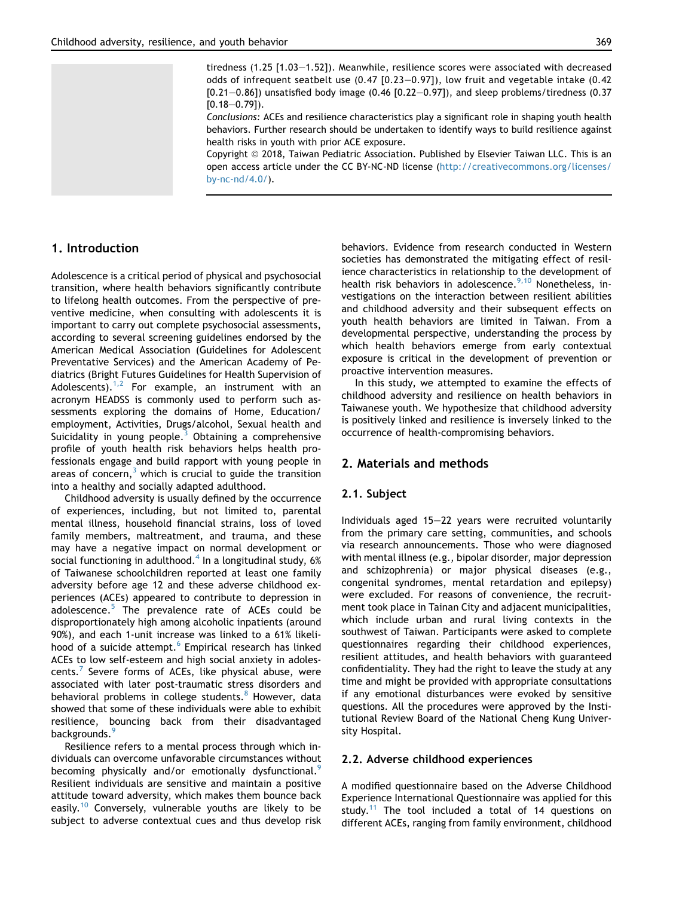tiredness (1.25 [1.03–1.52]). Meanwhile, resilience scores were associated with decreased odds of infrequent seatbelt use (0.47 [0.23–0.97]), low fruit and vegetable intake (0.42 [0.21–0.86]) unsatisfied body image (0.46 [0.22–0.97]), and sleep problems/tiredness (0.37 [0.18–0.79]).

*Conclusions:* ACEs and resilience characteristics play a significant role in shaping youth health behaviors. Further research should be undertaken to identify ways to build resilience against health risks in youth with prior ACE exposure.

Copyright © 2018, Taiwan Pediatric Association. Published by Elsevier Taiwan LLC. This is an open access article under the CC BY-NC-ND license (http://creativecommons.org/licenses/by-nc-nd/4.0/).

## 1. Introduction

Adolescence is a critical period of physical and psychosocial transition, where health behaviors significantly contribute to lifelong health outcomes. From the perspective of preventive medicine, when consulting with adolescents it is important to carry out complete psychosocial assessments, according to several screening guidelines endorsed by the American Medical Association (Guidelines for Adolescent Preventative Services) and the American Academy of Pediatrics (Bright Futures Guidelines for Health Supervision of Adolescents).[1,2] For example, an instrument with an acronym HEADSS is commonly used to perform such assessments exploring the domains of Home, Education/employment, Activities, Drugs/alcohol, Sexual health and Suicidality in young people.[3] Obtaining a comprehensive profile of youth health risk behaviors helps health professionals engage and build rapport with young people in areas of concern,[3] which is crucial to guide the transition into a healthy and socially adapted adulthood.

Childhood adversity is usually defined by the occurrence of experiences, including, but not limited to, parental mental illness, household financial strains, loss of loved family members, maltreatment, and trauma, and these may have a negative impact on normal development or social functioning in adulthood.[4] In a longitudinal study, 6% of Taiwanese schoolchildren reported at least one family adversity before age 12 and these adverse childhood experiences (ACEs) appeared to contribute to depression in adolescence.[5] The prevalence rate of ACEs could be disproportionately high among alcoholic inpatients (around 90%), and each 1-unit increase was linked to a 61% likelihood of a suicide attempt.[6] Empirical research has linked ACEs to low self-esteem and high social anxiety in adolescents.[7] Severe forms of ACEs, like physical abuse, were associated with later post-traumatic stress disorders and behavioral problems in college students.[8] However, data showed that some of these individuals were able to exhibit resilience, bouncing back from their disadvantaged backgrounds.[9]

Resilience refers to a mental process through which individuals can overcome unfavorable circumstances without becoming physically and/or emotionally dysfunctional.[9] Resilient individuals are sensitive and maintain a positive attitude toward adversity, which makes them bounce back easily.[10] Conversely, vulnerable youths are likely to be subject to adverse contextual cues and thus develop risk behaviors. Evidence from research conducted in Western societies has demonstrated the mitigating effect of resilience characteristics in relationship to the development of health risk behaviors in adolescence.[9,10] Nonetheless, investigations on the interaction between resilient abilities and childhood adversity and their subsequent effects on youth health behaviors are limited in Taiwan. From a developmental perspective, understanding the process by which health behaviors emerge from early contextual exposure is critical in the development of prevention or proactive intervention measures.

In this study, we attempted to examine the effects of childhood adversity and resilience on health behaviors in Taiwanese youth. We hypothesize that childhood adversity is positively linked and resilience is inversely linked to the occurrence of health-compromising behaviors.

## 2. Materials and methods

### 2.1. Subject

Individuals aged 15–22 years were recruited voluntarily from the primary care setting, communities, and schools via research announcements. Those who were diagnosed with mental illness (e.g., bipolar disorder, major depression and schizophrenia) or major physical diseases (e.g., congenital syndromes, mental retardation and epilepsy) were excluded. For reasons of convenience, the recruitment took place in Tainan City and adjacent municipalities, which include urban and rural living contexts in the southwest of Taiwan. Participants were asked to complete questionnaires regarding their childhood experiences, resilient attitudes, and health behaviors with guaranteed confidentiality. They had the right to leave the study at any time and might be provided with appropriate consultations if any emotional disturbances were evoked by sensitive questions. All the procedures were approved by the Institutional Review Board of the National Cheng Kung University Hospital.

### 2.2. Adverse childhood experiences

A modified questionnaire based on the Adverse Childhood Experience International Questionnaire was applied for this study.[11] The tool included a total of 14 questions on different ACEs, ranging from family environment, childhood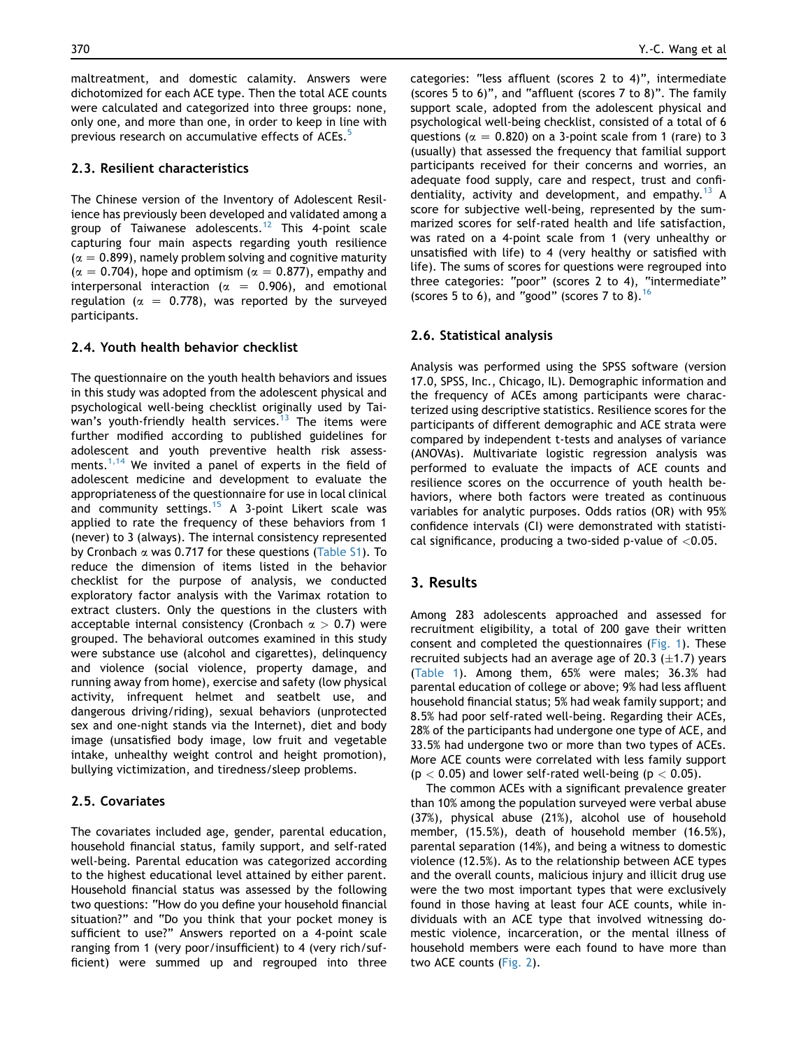maltreatment, and domestic calamity. Answers were dichotomized for each ACE type. Then the total ACE counts were calculated and categorized into three groups: none, only one, and more than one, in order to keep in line with previous research on accumulative effects of ACEs.[5]

## 2.3. Resilient characteristics

The Chinese version of the Inventory of Adolescent Resilience has previously been developed and validated among a group of Taiwanese adolescents.[12] This 4-point scale capturing four main aspects regarding youth resilience ($\alpha = 0.899$), namely problem solving and cognitive maturity ($\alpha = 0.704$), hope and optimism ($\alpha = 0.877$), empathy and interpersonal interaction ($\alpha = 0.906$), and emotional regulation ($\alpha = 0.778$), was reported by the surveyed participants.

## 2.4. Youth health behavior checklist

The questionnaire on the youth health behaviors and issues in this study was adopted from the adolescent physical and psychological well-being checklist originally used by Taiwan's youth-friendly health services.[13] The items were further modified according to published guidelines for adolescent and youth preventive health risk assessments.[1,14] We invited a panel of experts in the field of adolescent medicine and development to evaluate the appropriateness of the questionnaire for use in local clinical and community settings.[15] A 3-point Likert scale was applied to rate the frequency of these behaviors from 1 (never) to 3 (always). The internal consistency represented by Cronbach $\alpha$ was 0.717 for these questions (Table S1). To reduce the dimension of items listed in the behavior checklist for the purpose of analysis, we conducted exploratory factor analysis with the Varimax rotation to extract clusters. Only the questions in the clusters with acceptable internal consistency (Cronbach $\alpha > 0.7$) were grouped. The behavioral outcomes examined in this study were substance use (alcohol and cigarettes), delinquency and violence (social violence, property damage, and running away from home), exercise and safety (low physical activity, infrequent helmet and seatbelt use, and dangerous driving/riding), sexual behaviors (unprotected sex and one-night stands via the Internet), diet and body image (unsatisfied body image, low fruit and vegetable intake, unhealthy weight control and height promotion), bullying victimization, and tiredness/sleep problems.

## 2.5. Covariates

The covariates included age, gender, parental education, household financial status, family support, and self-rated well-being. Parental education was categorized according to the highest educational level attained by either parent. Household financial status was assessed by the following two questions: "How do you define your household financial situation?" and "Do you think that your pocket money is sufficient to use?" Answers reported on a 4-point scale ranging from 1 (very poor/insufficient) to 4 (very rich/sufficient) were summed up and regrouped into three categories: "less affluent (scores 2 to 4)", intermediate (scores 5 to 6)", and "affluent (scores 7 to 8)". The family support scale, adopted from the adolescent physical and psychological well-being checklist, consisted of a total of 6 questions ($\alpha = 0.820$) on a 3-point scale from 1 (rare) to 3 (usually) that assessed the frequency that familial support participants received for their concerns and worries, an adequate food supply, care and respect, trust and confidentiality, activity and development, and empathy.[13] A score for subjective well-being, represented by the summarized scores for self-rated health and life satisfaction, was rated on a 4-point scale from 1 (very unhealthy or unsatisfied with life) to 4 (very healthy or satisfied with life). The sums of scores for questions were regrouped into three categories: "poor" (scores 2 to 4), "intermediate" (scores 5 to 6), and "good" (scores 7 to 8).[16]

## 2.6. Statistical analysis

Analysis was performed using the SPSS software (version 17.0, SPSS, Inc., Chicago, IL). Demographic information and the frequency of ACEs among participants were characterized using descriptive statistics. Resilience scores for the participants of different demographic and ACE strata were compared by independent t-tests and analyses of variance (ANOVAs). Multivariate logistic regression analysis was performed to evaluate the impacts of ACE counts and resilience scores on the occurrence of youth health behaviors, where both factors were treated as continuous variables for analytic purposes. Odds ratios (OR) with 95% confidence intervals (CI) were demonstrated with statistical significance, producing a two-sided p-value of $<0.05$.

# 3. Results

Among 283 adolescents approached and assessed for recruitment eligibility, a total of 200 gave their written consent and completed the questionnaires (Fig. 1). These recruited subjects had an average age of 20.3 ($\pm 1.7$) years (Table 1). Among them, 65% were males; 36.3% had parental education of college or above; 9% had less affluent household financial status; 5% had weak family support; and 8.5% had poor self-rated well-being. Regarding their ACEs, 28% of the participants had undergone one type of ACE, and 33.5% had undergone two or more than two types of ACEs. More ACE counts were correlated with less family support ($p < 0.05$) and lower self-rated well-being ($p < 0.05$).

The common ACEs with a significant prevalence greater than 10% among the population surveyed were verbal abuse (37%), physical abuse (21%), alcohol use of household member, (15.5%), death of household member (16.5%), parental separation (14%), and being a witness to domestic violence (12.5%). As to the relationship between ACE types and the overall counts, malicious injury and illicit drug use were the two most important types that were exclusively found in those having at least four ACE counts, while individuals with an ACE type that involved witnessing domestic violence, incarceration, or the mental illness of household members were each found to have more than two ACE counts (Fig. 2).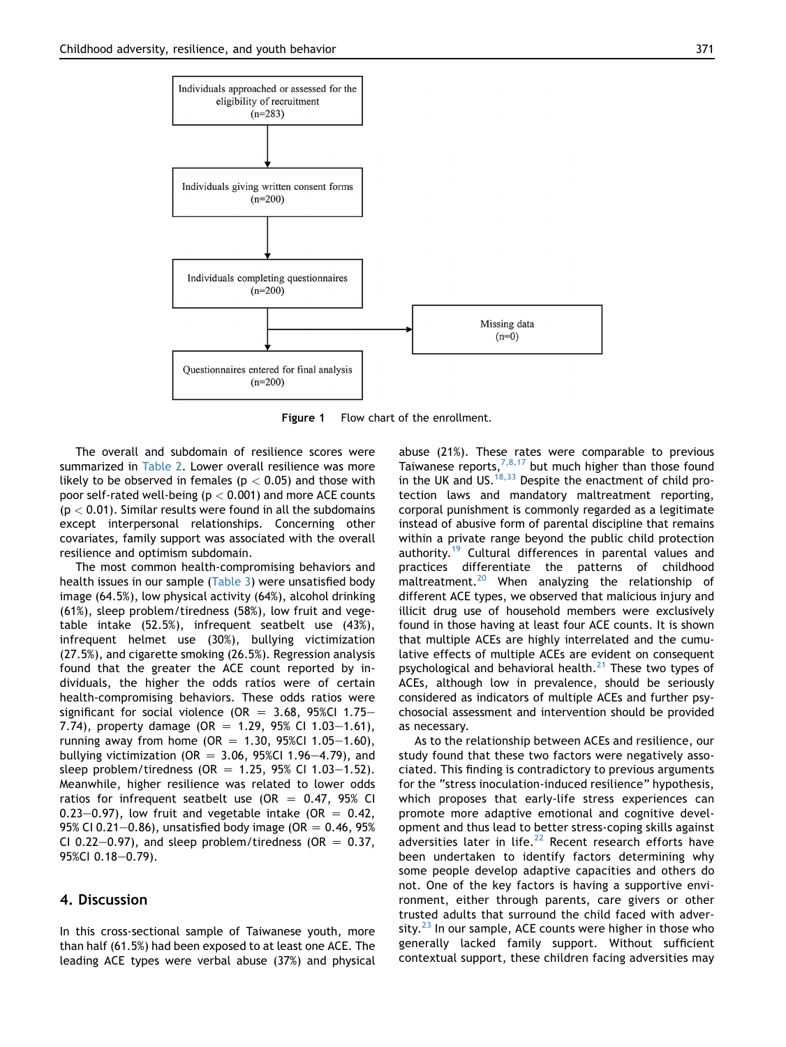Individuals approached or assessed for the eligibility of recruitment
(n=283)

Individuals giving written consent forms
(n=200)

Individuals completing questionnaires
(n=200)

Missing data
(n=0)

Questionnaires entered for final analysis
(n=200)

**Figure 1** Flow chart of the enrollment.

The overall and subdomain of resilience scores were summarized in Table 2. Lower overall resilience was more likely to be observed in females ($p < 0.05$) and those with poor self-rated well-being ($p < 0.001$) and more ACE counts ($p < 0.01$). Similar results were found in all the subdomains except interpersonal relationships. Concerning other covariates, family support was associated with the overall resilience and optimism subdomain.

The most common health-compromising behaviors and health issues in our sample (Table 3) were unsatisfied body image (64.5%), low physical activity (64%), alcohol drinking (61%), sleep problem/tiredness (58%), low fruit and vegetable intake (52.5%), infrequent seatbelt use (43%), infrequent helmet use (30%), bullying victimization (27.5%), and cigarette smoking (26.5%). Regression analysis found that the greater the ACE count reported by individuals, the higher the odds ratios were of certain health-compromising behaviors. These odds ratios were significant for social violence (OR = 3.68, 95%CI 1.75–7.74), property damage (OR = 1.29, 95% CI 1.03–1.61), running away from home (OR = 1.30, 95%CI 1.05–1.60), bullying victimization (OR = 3.06, 95%CI 1.96–4.79), and sleep problem/tiredness (OR = 1.25, 95% CI 1.03–1.52). Meanwhile, higher resilience was related to lower odds ratios for infrequent seatbelt use (OR = 0.47, 95% CI 0.23–0.97), low fruit and vegetable intake (OR = 0.42, 95% CI 0.21–0.86), unsatisfied body image (OR = 0.46, 95% CI 0.22–0.97), and sleep problem/tiredness (OR = 0.37, 95%CI 0.18–0.79).

## 4. Discussion

In this cross-sectional sample of Taiwanese youth, more than half (61.5%) had been exposed to at least one ACE. The leading ACE types were verbal abuse (37%) and physical abuse (21%). These rates were comparable to previous Taiwanese reports,[7,8,17] but much higher than those found in the UK and US.[18,33] Despite the enactment of child protection laws and mandatory maltreatment reporting, corporal punishment is commonly regarded as a legitimate instead of abusive form of parental discipline that remains within a private range beyond the public child protection authority.[19] Cultural differences in parental values and practices differentiate the patterns of childhood maltreatment.[20] When analyzing the relationship of different ACE types, we observed that malicious injury and illicit drug use of household members were exclusively found in those having at least four ACE counts. It is shown that multiple ACEs are highly interrelated and the cumulative effects of multiple ACEs are evident on consequent psychological and behavioral health.[21] These two types of ACEs, although low in prevalence, should be seriously considered as indicators of multiple ACEs and further psychosocial assessment and intervention should be provided as necessary.

As to the relationship between ACEs and resilience, our study found that these two factors were negatively associated. This finding is contradictory to previous arguments for the "stress inoculation-induced resilience" hypothesis, which proposes that early-life stress experiences can promote more adaptive emotional and cognitive development and thus lead to better stress-coping skills against adversities later in life.[22] Recent research efforts have been undertaken to identify factors determining why some people develop adaptive capacities and others do not. One of the key factors is having a supportive environment, either through parents, care givers or other trusted adults that surround the child faced with adversity.[23] In our sample, ACE counts were higher in those who generally lacked family support. Without sufficient contextual support, these children facing adversities may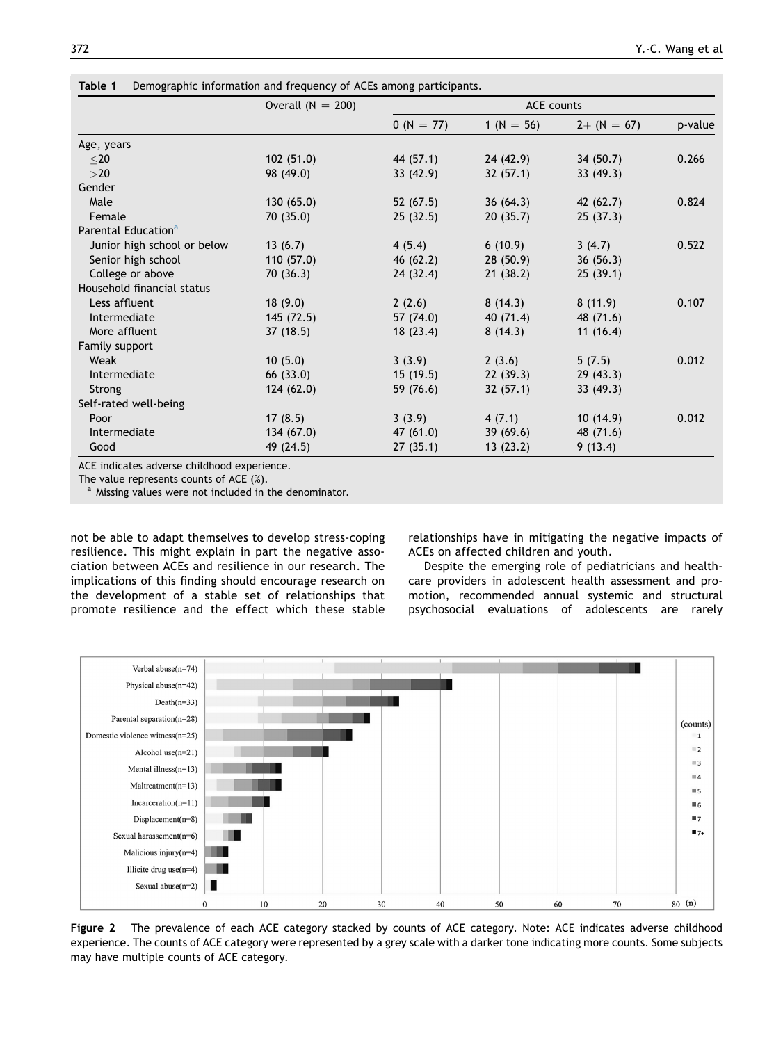Table 1 Demographic information and frequency of ACEs among participants.

| | Overall (N = 200) | ACE counts | | | |
|---|---|---|---|---|---|
| | | 0 (N = 77) | 1 (N = 56) | 2+ (N = 67) | p-value |
| Age, years | | | | | |
| ≤20 | 102 (51.0) | 44 (57.1) | 24 (42.9) | 34 (50.7) | 0.266 |
| >20 | 98 (49.0) | 33 (42.9) | 32 (57.1) | 33 (49.3) | |
| Gender | | | | | |
| Male | 130 (65.0) | 52 (67.5) | 36 (64.3) | 42 (62.7) | 0.824 |
| Female | 70 (35.0) | 25 (32.5) | 20 (35.7) | 25 (37.3) | |
| Parental Education[a] | | | | | |
| Junior high school or below | 13 (6.7) | 4 (5.4) | 6 (10.9) | 3 (4.7) | 0.522 |
| Senior high school | 110 (57.0) | 46 (62.2) | 28 (50.9) | 36 (56.3) | |
| College or above | 70 (36.3) | 24 (32.4) | 21 (38.2) | 25 (39.1) | |
| Household financial status | | | | | |
| Less affluent | 18 (9.0) | 2 (2.6) | 8 (14.3) | 8 (11.9) | 0.107 |
| Intermediate | 145 (72.5) | 57 (74.0) | 40 (71.4) | 48 (71.6) | |
| More affluent | 37 (18.5) | 18 (23.4) | 8 (14.3) | 11 (16.4) | |
| Family support | | | | | |
| Weak | 10 (5.0) | 3 (3.9) | 2 (3.6) | 5 (7.5) | 0.012 |
| Intermediate | 66 (33.0) | 15 (19.5) | 22 (39.3) | 29 (43.3) | |
| Strong | 124 (62.0) | 59 (76.6) | 32 (57.1) | 33 (49.3) | |
| Self-rated well-being | | | | | |
| Poor | 17 (8.5) | 3 (3.9) | 4 (7.1) | 10 (14.9) | 0.012 |
| Intermediate | 134 (67.0) | 47 (61.0) | 39 (69.6) | 48 (71.6) | |
| Good | 49 (24.5) | 27 (35.1) | 13 (23.2) | 9 (13.4) | |

ACE indicates adverse childhood experience.
The value represents counts of ACE (%).
[a] Missing values were not included in the denominator.

not be able to adapt themselves to develop stress-coping resilience. This might explain in part the negative association between ACEs and resilience in our research. The implications of this finding should encourage research on the development of a stable set of relationships that promote resilience and the effect which these stable relationships have in mitigating the negative impacts of ACEs on affected children and youth.

Despite the emerging role of pediatricians and healthcare providers in adolescent health assessment and promotion, recommended annual systemic and structural psychosocial evaluations of adolescents are rarely

Verbal abuse(n=74)
Physical abuse(n=42)
Death(n=33)
Parental separation(n=28)
Domestic violence witness(n=25)
Alcohol use(n=21)
Mental illness(n=13)
Maltreatment(n=13)
Incarceration(n=11)
Displacement(n=8)
Sexual harassement(n=6)
Malicious injury(n=4)
Illicite drug use(n=4)
Sexual abuse(n=2)

0 10 20 30 40 50 60 70 80 (n)

(counts) 1 2 3 4 5 6 7 7+

Figure 2 The prevalence of each ACE category stacked by counts of ACE category. Note: ACE indicates adverse childhood experience. The counts of ACE category were represented by a grey scale with a darker tone indicating more counts. Some subjects may have multiple counts of ACE category.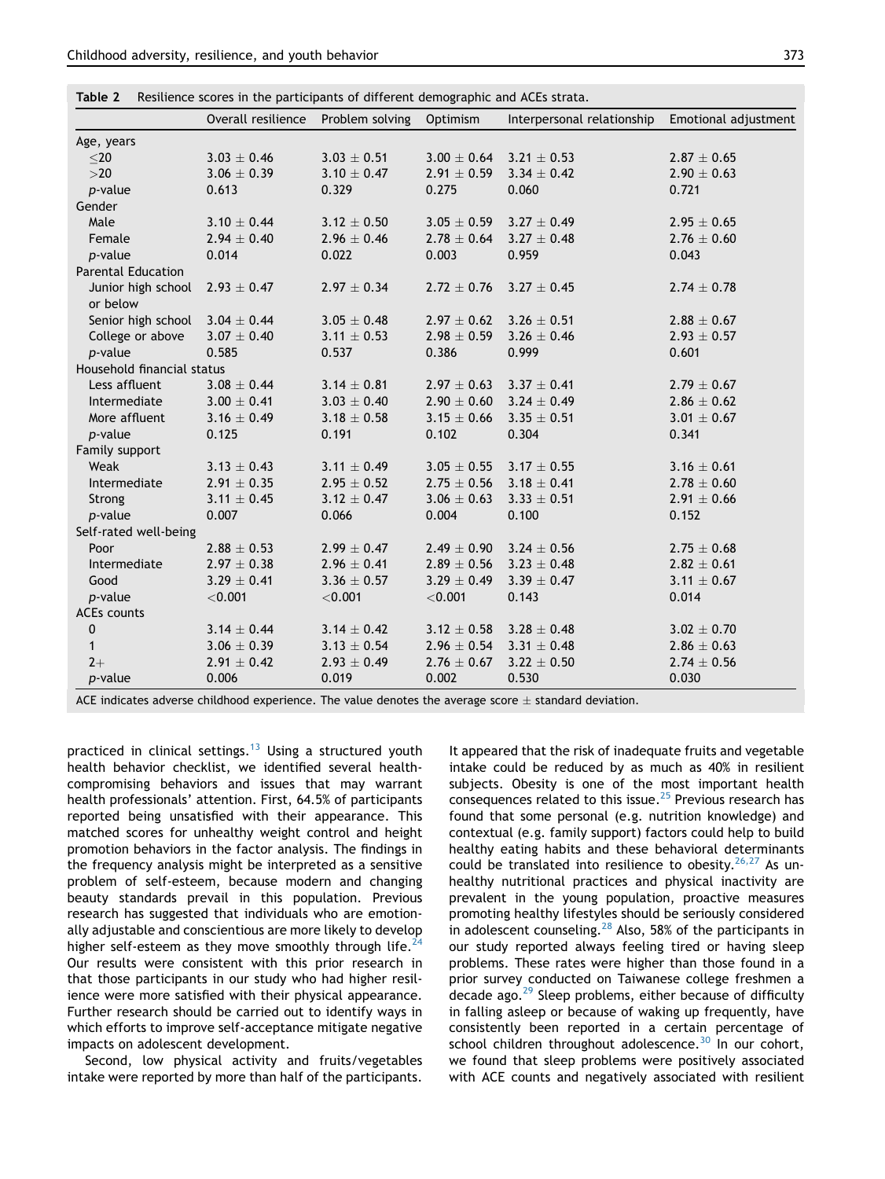Table 2 Resilience scores in the participants of different demographic and ACEs strata.

| | Overall resilience | Problem solving | Optimism | Interpersonal relationship | Emotional adjustment |
|---|---|---|---|---|---|
| Age, years | | | | | |
| ≤20 | 3.03 ± 0.46 | 3.03 ± 0.51 | 3.00 ± 0.64 | 3.21 ± 0.53 | 2.87 ± 0.65 |
| >20 | 3.06 ± 0.39 | 3.10 ± 0.47 | 2.91 ± 0.59 | 3.34 ± 0.42 | 2.90 ± 0.63 |
| *p*-value | 0.613 | 0.329 | 0.275 | 0.060 | 0.721 |
| Gender | | | | | |
| Male | 3.10 ± 0.44 | 3.12 ± 0.50 | 3.05 ± 0.59 | 3.27 ± 0.49 | 2.95 ± 0.65 |
| Female | 2.94 ± 0.40 | 2.96 ± 0.46 | 2.78 ± 0.64 | 3.27 ± 0.48 | 2.76 ± 0.60 |
| *p*-value | 0.014 | 0.022 | 0.003 | 0.959 | 0.043 |
| Parental Education | | | | | |
| Junior high school or below | 2.93 ± 0.47 | 2.97 ± 0.34 | 2.72 ± 0.76 | 3.27 ± 0.45 | 2.74 ± 0.78 |
| Senior high school | 3.04 ± 0.44 | 3.05 ± 0.48 | 2.97 ± 0.62 | 3.26 ± 0.51 | 2.88 ± 0.67 |
| College or above | 3.07 ± 0.40 | 3.11 ± 0.53 | 2.98 ± 0.59 | 3.26 ± 0.46 | 2.93 ± 0.57 |
| *p*-value | 0.585 | 0.537 | 0.386 | 0.999 | 0.601 |
| Household financial status | | | | | |
| Less affluent | 3.08 ± 0.44 | 3.14 ± 0.81 | 2.97 ± 0.63 | 3.37 ± 0.41 | 2.79 ± 0.67 |
| Intermediate | 3.00 ± 0.41 | 3.03 ± 0.40 | 2.90 ± 0.60 | 3.24 ± 0.49 | 2.86 ± 0.62 |
| More affluent | 3.16 ± 0.49 | 3.18 ± 0.58 | 3.15 ± 0.66 | 3.35 ± 0.51 | 3.01 ± 0.67 |
| *p*-value | 0.125 | 0.191 | 0.102 | 0.304 | 0.341 |
| Family support | | | | | |
| Weak | 3.13 ± 0.43 | 3.11 ± 0.49 | 3.05 ± 0.55 | 3.17 ± 0.55 | 3.16 ± 0.61 |
| Intermediate | 2.91 ± 0.35 | 2.95 ± 0.52 | 2.75 ± 0.56 | 3.18 ± 0.41 | 2.78 ± 0.60 |
| Strong | 3.11 ± 0.45 | 3.12 ± 0.47 | 3.06 ± 0.63 | 3.33 ± 0.51 | 2.91 ± 0.66 |
| *p*-value | 0.007 | 0.066 | 0.004 | 0.100 | 0.152 |
| Self-rated well-being | | | | | |
| Poor | 2.88 ± 0.53 | 2.99 ± 0.47 | 2.49 ± 0.90 | 3.24 ± 0.56 | 2.75 ± 0.68 |
| Intermediate | 2.97 ± 0.38 | 2.96 ± 0.41 | 2.89 ± 0.56 | 3.23 ± 0.48 | 2.82 ± 0.61 |
| Good | 3.29 ± 0.41 | 3.36 ± 0.57 | 3.29 ± 0.49 | 3.39 ± 0.47 | 3.11 ± 0.67 |
| *p*-value | <0.001 | <0.001 | <0.001 | 0.143 | 0.014 |
| ACEs counts | | | | | |
| 0 | 3.14 ± 0.44 | 3.14 ± 0.42 | 3.12 ± 0.58 | 3.28 ± 0.48 | 3.02 ± 0.70 |
| 1 | 3.06 ± 0.39 | 3.13 ± 0.54 | 2.96 ± 0.54 | 3.31 ± 0.48 | 2.86 ± 0.63 |
| 2+ | 2.91 ± 0.42 | 2.93 ± 0.49 | 2.76 ± 0.67 | 3.22 ± 0.50 | 2.74 ± 0.56 |
| *p*-value | 0.006 | 0.019 | 0.002 | 0.530 | 0.030 |

ACE indicates adverse childhood experience. The value denotes the average score ± standard deviation.

practiced in clinical settings.[13] Using a structured youth health behavior checklist, we identified several health-compromising behaviors and issues that may warrant health professionals' attention. First, 64.5% of participants reported being unsatisfied with their appearance. This matched scores for unhealthy weight control and height promotion behaviors in the factor analysis. The findings in the frequency analysis might be interpreted as a sensitive problem of self-esteem, because modern and changing beauty standards prevail in this population. Previous research has suggested that individuals who are emotionally adjustable and conscientious are more likely to develop higher self-esteem as they move smoothly through life.[24] Our results were consistent with this prior research in that those participants in our study who had higher resilience were more satisfied with their physical appearance. Further research should be carried out to identify ways in which efforts to improve self-acceptance mitigate negative impacts on adolescent development.

Second, low physical activity and fruits/vegetables intake were reported by more than half of the participants. It appeared that the risk of inadequate fruits and vegetable intake could be reduced by as much as 40% in resilient subjects. Obesity is one of the most important health consequences related to this issue.[25] Previous research has found that some personal (e.g. nutrition knowledge) and contextual (e.g. family support) factors could help to build healthy eating habits and these behavioral determinants could be translated into resilience to obesity.[26,27] As unhealthy nutritional practices and physical inactivity are prevalent in the young population, proactive measures promoting healthy lifestyles should be seriously considered in adolescent counseling.[28] Also, 58% of the participants in our study reported always feeling tired or having sleep problems. These rates were higher than those found in a prior survey conducted on Taiwanese college freshmen a decade ago.[29] Sleep problems, either because of difficulty in falling asleep or because of waking up frequently, have consistently been reported in a certain percentage of school children throughout adolescence.[30] In our cohort, we found that sleep problems were positively associated with ACE counts and negatively associated with resilient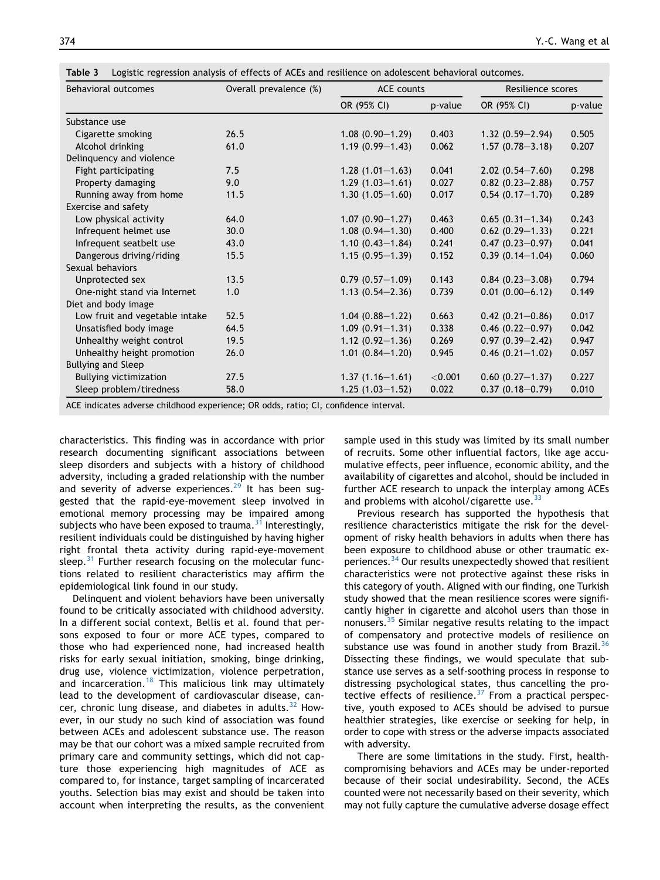Table 3 Logistic regression analysis of effects of ACEs and resilience on adolescent behavioral outcomes.

| Behavioral outcomes | Overall prevalence (%) | ACE counts | | Resilience scores | |
|---|---|---|---|---|---|
| | | OR (95% CI) | p-value | OR (95% CI) | p-value |
| Substance use | | | | | |
| Cigarette smoking | 26.5 | 1.08 (0.90−1.29) | 0.403 | 1.32 (0.59−2.94) | 0.505 |
| Alcohol drinking | 61.0 | 1.19 (0.99−1.43) | 0.062 | 1.57 (0.78−3.18) | 0.207 |
| Delinquency and violence | | | | | |
| Fight participating | 7.5 | 1.28 (1.01−1.63) | 0.041 | 2.02 (0.54−7.60) | 0.298 |
| Property damaging | 9.0 | 1.29 (1.03−1.61) | 0.027 | 0.82 (0.23−2.88) | 0.757 |
| Running away from home | 11.5 | 1.30 (1.05−1.60) | 0.017 | 0.54 (0.17−1.70) | 0.289 |
| Exercise and safety | | | | | |
| Low physical activity | 64.0 | 1.07 (0.90−1.27) | 0.463 | 0.65 (0.31−1.34) | 0.243 |
| Infrequent helmet use | 30.0 | 1.08 (0.94−1.30) | 0.400 | 0.62 (0.29−1.33) | 0.221 |
| Infrequent seatbelt use | 43.0 | 1.10 (0.43−1.84) | 0.241 | 0.47 (0.23−0.97) | 0.041 |
| Dangerous driving/riding | 15.5 | 1.15 (0.95−1.39) | 0.152 | 0.39 (0.14−1.04) | 0.060 |
| Sexual behaviors | | | | | |
| Unprotected sex | 13.5 | 0.79 (0.57−1.09) | 0.143 | 0.84 (0.23−3.08) | 0.794 |
| One-night stand via Internet | 1.0 | 1.13 (0.54−2.36) | 0.739 | 0.01 (0.00−6.12) | 0.149 |
| Diet and body image | | | | | |
| Low fruit and vegetable intake | 52.5 | 1.04 (0.88−1.22) | 0.663 | 0.42 (0.21−0.86) | 0.017 |
| Unsatisfied body image | 64.5 | 1.09 (0.91−1.31) | 0.338 | 0.46 (0.22−0.97) | 0.042 |
| Unhealthy weight control | 19.5 | 1.12 (0.92−1.36) | 0.269 | 0.97 (0.39−2.42) | 0.947 |
| Unhealthy height promotion | 26.0 | 1.01 (0.84−1.20) | 0.945 | 0.46 (0.21−1.02) | 0.057 |
| Bullying and Sleep | | | | | |
| Bullying victimization | 27.5 | 1.37 (1.16−1.61) | <0.001 | 0.60 (0.27−1.37) | 0.227 |
| Sleep problem/tiredness | 58.0 | 1.25 (1.03−1.52) | 0.022 | 0.37 (0.18−0.79) | 0.010 |

ACE indicates adverse childhood experience; OR odds, ratio; CI, confidence interval.

characteristics. This finding was in accordance with prior research documenting significant associations between sleep disorders and subjects with a history of childhood adversity, including a graded relationship with the number and severity of adverse experiences.[29] It has been suggested that the rapid-eye-movement sleep involved in emotional memory processing may be impaired among subjects who have been exposed to trauma.[31] Interestingly, resilient individuals could be distinguished by having higher right frontal theta activity during rapid-eye-movement sleep.[31] Further research focusing on the molecular functions related to resilient characteristics may affirm the epidemiological link found in our study.

Delinquent and violent behaviors have been universally found to be critically associated with childhood adversity. In a different social context, Bellis et al. found that persons exposed to four or more ACE types, compared to those who had experienced none, had increased health risks for early sexual initiation, smoking, binge drinking, drug use, violence victimization, violence perpetration, and incarceration.[18] This malicious link may ultimately lead to the development of cardiovascular disease, cancer, chronic lung disease, and diabetes in adults.[32] However, in our study no such kind of association was found between ACEs and adolescent substance use. The reason may be that our cohort was a mixed sample recruited from primary care and community settings, which did not capture those experiencing high magnitudes of ACE as compared to, for instance, target sampling of incarcerated youths. Selection bias may exist and should be taken into account when interpreting the results, as the convenient sample used in this study was limited by its small number of recruits. Some other influential factors, like age accumulative effects, peer influence, economic ability, and the availability of cigarettes and alcohol, should be included in further ACE research to unpack the interplay among ACEs and problems with alcohol/cigarette use.[33]

Previous research has supported the hypothesis that resilience characteristics mitigate the risk for the development of risky health behaviors in adults when there has been exposure to childhood abuse or other traumatic experiences.[34] Our results unexpectedly showed that resilient characteristics were not protective against these risks in this category of youth. Aligned with our finding, one Turkish study showed that the mean resilience scores were significantly higher in cigarette and alcohol users than those in nonusers.[35] Similar negative results relating to the impact of compensatory and protective models of resilience on substance use was found in another study from Brazil.[36] Dissecting these findings, we would speculate that substance use serves as a self-soothing process in response to distressing psychological states, thus cancelling the protective effects of resilience.[37] From a practical perspective, youth exposed to ACEs should be advised to pursue healthier strategies, like exercise or seeking for help, in order to cope with stress or the adverse impacts associated with adversity.

There are some limitations in the study. First, health-compromising behaviors and ACEs may be under-reported because of their social undesirability. Second, the ACEs counted were not necessarily based on their severity, which may not fully capture the cumulative adverse dosage effect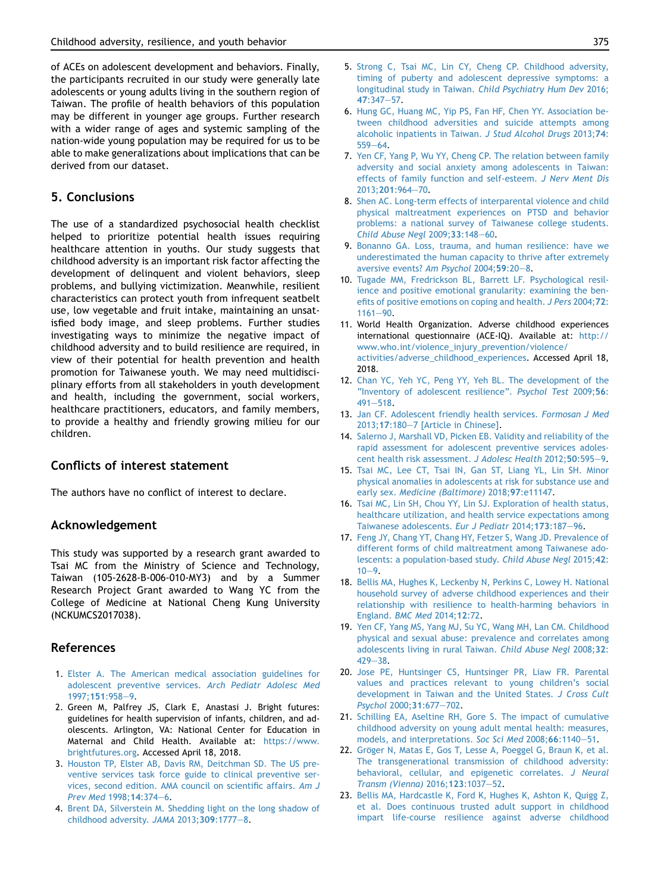of ACEs on adolescent development and behaviors. Finally, the participants recruited in our study were generally late adolescents or young adults living in the southern region of Taiwan. The profile of health behaviors of this population may be different in younger age groups. Further research with a wider range of ages and systemic sampling of the nation-wide young population may be required for us to be able to make generalizations about implications that can be derived from our dataset.

## 5. Conclusions

The use of a standardized psychosocial health checklist helped to prioritize potential health issues requiring healthcare attention in youths. Our study suggests that childhood adversity is an important risk factor affecting the development of delinquent and violent behaviors, sleep problems, and bullying victimization. Meanwhile, resilient characteristics can protect youth from infrequent seatbelt use, low vegetable and fruit intake, maintaining an unsatisfied body image, and sleep problems. Further studies investigating ways to minimize the negative impact of childhood adversity and to build resilience are required, in view of their potential for health prevention and health promotion for Taiwanese youth. We may need multidisciplinary efforts from all stakeholders in youth development and health, including the government, social workers, healthcare practitioners, educators, and family members, to provide a healthy and friendly growing milieu for our children.

## Conflicts of interest statement

The authors have no conflict of interest to declare.

## Acknowledgement

This study was supported by a research grant awarded to Tsai MC from the Ministry of Science and Technology, Taiwan (105-2628-B-006-010-MY3) and by a Summer Research Project Grant awarded to Wang YC from the College of Medicine at National Cheng Kung University (NCKUMCS2017038).

## References

1. Elster A. The American medical association guidelines for adolescent preventive services. *Arch Pediatr Adolesc Med* 1997;**151**:958–9.
2. Green M, Palfrey JS, Clark E, Anastasi J. Bright futures: guidelines for health supervision of infants, children, and adolescents. Arlington, VA: National Center for Education in Maternal and Child Health. Available at: https://www.brightfutures.org. Accessed April 18, 2018.
3. Houston TP, Elster AB, Davis RM, Deitchman SD. The US preventive services task force guide to clinical preventive services, second edition. AMA council on scientific affairs. *Am J Prev Med* 1998;**14**:374–6.
4. Brent DA, Silverstein M. Shedding light on the long shadow of childhood adversity. *JAMA* 2013;**309**:1777–8.
5. Strong C, Tsai MC, Lin CY, Cheng CP. Childhood adversity, timing of puberty and adolescent depressive symptoms: a longitudinal study in Taiwan. *Child Psychiatry Hum Dev* 2016;**47**:347–57.
6. Hung GC, Huang MC, Yip PS, Fan HF, Chen YY. Association between childhood adversities and suicide attempts among alcoholic inpatients in Taiwan. *J Stud Alcohol Drugs* 2013;**74**:559–64.
7. Yen CF, Yang P, Wu YY, Cheng CP. The relation between family adversity and social anxiety among adolescents in Taiwan: effects of family function and self-esteem. *J Nerv Ment Dis* 2013;**201**:964–70.
8. Shen AC. Long-term effects of interparental violence and child physical maltreatment experiences on PTSD and behavior problems: a national survey of Taiwanese college students. *Child Abuse Negl* 2009;**33**:148–60.
9. Bonanno GA. Loss, trauma, and human resilience: have we underestimated the human capacity to thrive after extremely aversive events? *Am Psychol* 2004;**59**:20–8.
10. Tugade MM, Fredrickson BL, Barrett LF. Psychological resilience and positive emotional granularity: examining the benefits of positive emotions on coping and health. *J Pers* 2004;**72**:1161–90.
11. World Health Organization. Adverse childhood experiences international questionnaire (ACE-IQ). Available at: http://www.who.int/violence_injury_prevention/violence/activities/adverse_childhood_experiences. Accessed April 18, 2018.
12. Chan YC, Yeh YC, Peng YY, Yeh BL. The development of the "Inventory of adolescent resilience". *Psychol Test* 2009;**56**:491–518.
13. Jan CF. Adolescent friendly health services. *Formosan J Med* 2013;**17**:180–7 [Article in Chinese].
14. Salerno J, Marshall VD, Picken EB. Validity and reliability of the rapid assessment for adolescent preventive services adolescent health risk assessment. *J Adolesc Health* 2012;**50**:595–9.
15. Tsai MC, Lee CT, Tsai IN, Gan ST, Liang YL, Lin SH. Minor physical anomalies in adolescents at risk for substance use and early sex. *Medicine (Baltimore)* 2018;**97**:e11147.
16. Tsai MC, Lin SH, Chou YY, Lin SJ. Exploration of health status, healthcare utilization, and health service expectations among Taiwanese adolescents. *Eur J Pediatr* 2014;**173**:187–96.
17. Feng JY, Chang YT, Chang HY, Fetzer S, Wang JD. Prevalence of different forms of child maltreatment among Taiwanese adolescents: a population-based study. *Child Abuse Negl* 2015;**42**:10–9.
18. Bellis MA, Hughes K, Leckenby N, Perkins C, Lowey H. National household survey of adverse childhood experiences and their relationship with resilience to health-harming behaviors in England. *BMC Med* 2014;**12**:72.
19. Yen CF, Yang MS, Yang MJ, Su YC, Wang MH, Lan CM. Childhood physical and sexual abuse: prevalence and correlates among adolescents living in rural Taiwan. *Child Abuse Negl* 2008;**32**:429–38.
20. Jose PE, Huntsinger CS, Huntsinger PR, Liaw FR. Parental values and practices relevant to young children's social development in Taiwan and the United States. *J Cross Cult Psychol* 2000;**31**:677–702.
21. Schilling EA, Aseltine RH, Gore S. The impact of cumulative childhood adversity on young adult mental health: measures, models, and interpretations. *Soc Sci Med* 2008;**66**:1140–51.
22. Gröger N, Matas E, Gos T, Lesse A, Poeggel G, Braun K, et al. The transgenerational transmission of childhood adversity: behavioral, cellular, and epigenetic correlates. *J Neural Transm (Vienna)* 2016;**123**:1037–52.
23. Bellis MA, Hardcastle K, Ford K, Hughes K, Ashton K, Quigg Z, et al. Does continuous trusted adult support in childhood impart life-course resilience against adverse childhood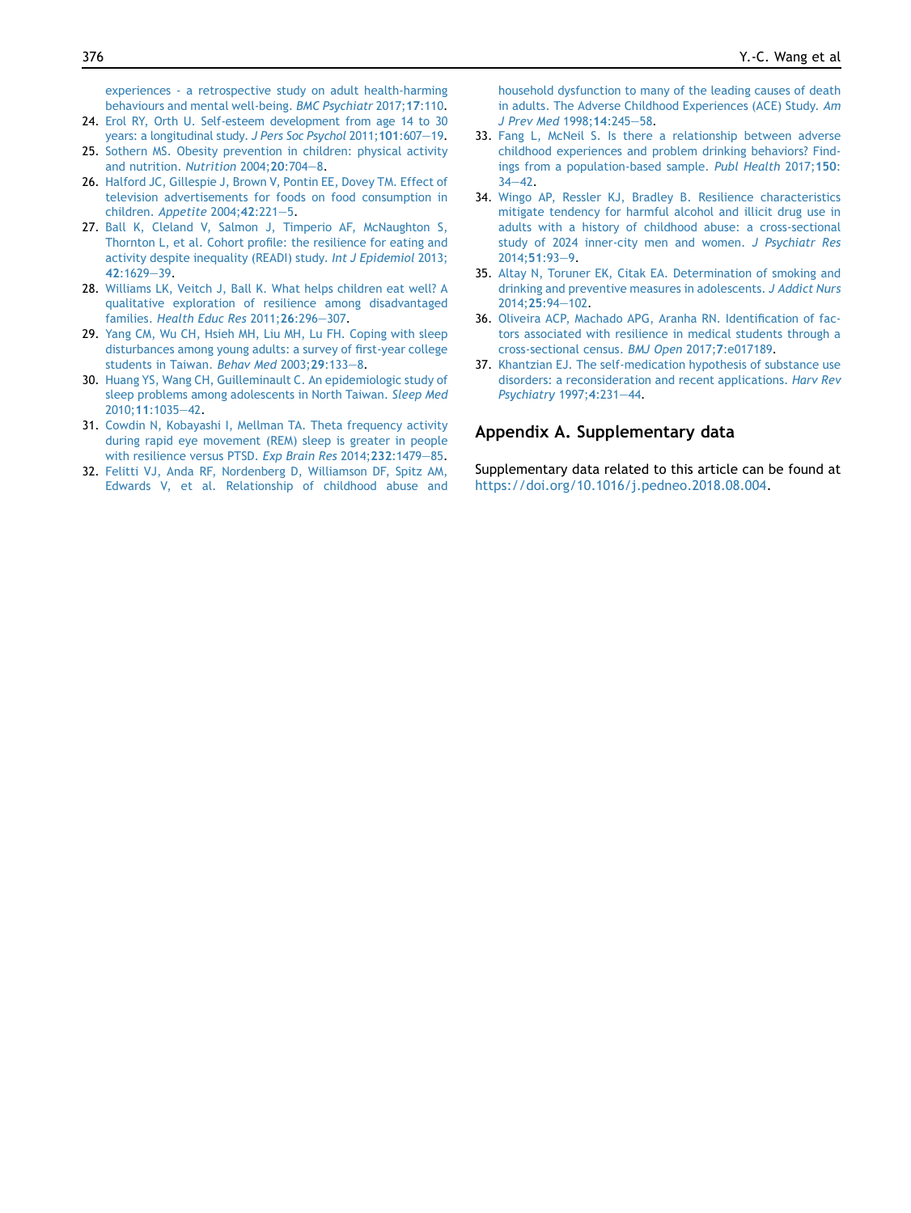experiences - a retrospective study on adult health-harming behaviours and mental well-being. *BMC Psychiatr* 2017;**17**:110.

24. Erol RY, Orth U. Self-esteem development from age 14 to 30 years: a longitudinal study. *J Pers Soc Psychol* 2011;**101**:607—19.
25. Sothern MS. Obesity prevention in children: physical activity and nutrition. *Nutrition* 2004;**20**:704—8.
26. Halford JC, Gillespie J, Brown V, Pontin EE, Dovey TM. Effect of television advertisements for foods on food consumption in children. *Appetite* 2004;**42**:221—5.
27. Ball K, Cleland V, Salmon J, Timperio AF, McNaughton S, Thornton L, et al. Cohort profile: the resilience for eating and activity despite inequality (READI) study. *Int J Epidemiol* 2013;**42**:1629—39.
28. Williams LK, Veitch J, Ball K. What helps children eat well? A qualitative exploration of resilience among disadvantaged families. *Health Educ Res* 2011;**26**:296—307.
29. Yang CM, Wu CH, Hsieh MH, Liu MH, Lu FH. Coping with sleep disturbances among young adults: a survey of first-year college students in Taiwan. *Behav Med* 2003;**29**:133—8.
30. Huang YS, Wang CH, Guilleminault C. An epidemiologic study of sleep problems among adolescents in North Taiwan. *Sleep Med* 2010;**11**:1035—42.
31. Cowdin N, Kobayashi I, Mellman TA. Theta frequency activity during rapid eye movement (REM) sleep is greater in people with resilience versus PTSD. *Exp Brain Res* 2014;**232**:1479—85.
32. Felitti VJ, Anda RF, Nordenberg D, Williamson DF, Spitz AM, Edwards V, et al. Relationship of childhood abuse and household dysfunction to many of the leading causes of death in adults. The Adverse Childhood Experiences (ACE) Study. *Am J Prev Med* 1998;**14**:245—58.
33. Fang L, McNeil S. Is there a relationship between adverse childhood experiences and problem drinking behaviors? Findings from a population-based sample. *Publ Health* 2017;**150**:34—42.
34. Wingo AP, Ressler KJ, Bradley B. Resilience characteristics mitigate tendency for harmful alcohol and illicit drug use in adults with a history of childhood abuse: a cross-sectional study of 2024 inner-city men and women. *J Psychiatr Res* 2014;**51**:93—9.
35. Altay N, Toruner EK, Citak EA. Determination of smoking and drinking and preventive measures in adolescents. *J Addict Nurs* 2014;**25**:94—102.
36. Oliveira ACP, Machado APG, Aranha RN. Identification of factors associated with resilience in medical students through a cross-sectional census. *BMJ Open* 2017;**7**:e017189.
37. Khantzian EJ. The self-medication hypothesis of substance use disorders: a reconsideration and recent applications. *Harv Rev Psychiatry* 1997;**4**:231—44.

## Appendix A. Supplementary data

Supplementary data related to this article can be found at https://doi.org/10.1016/j.pedneo.2018.08.004.